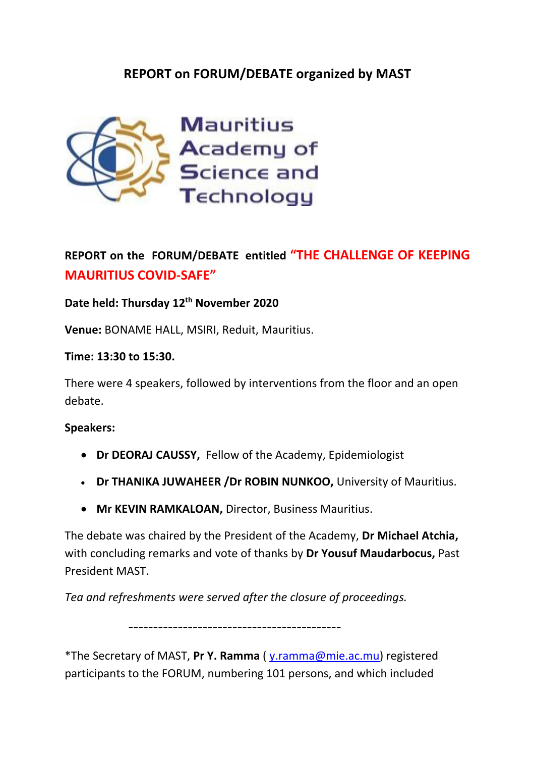# REPORT on FORUM/DEBATE organized by MAST

Mauritius Academy of Science and Technology

## REPORT on the FORUM/DEBATE entitled "THE CHALLENGE OF KEEPING MAURITIUS COVID-SAFE"

**Date held: Thursday 12th November 2020**

**Venue:** BONAME HALL, MSIRI, Reduit, Mauritius.

**Time: 13:30 to 15:30.**

There were 4 speakers, followed by interventions from the floor and an open debate.

**Speakers:**

- **Dr DEORAJ CAUSSY,** Fellow of the Academy, Epidemiologist
- **Dr THANIKA JUWAHEER /Dr ROBIN NUNKOO,** University of Mauritius.
- **Mr KEVIN RAMKALOAN,** Director, Business Mauritius.

The debate was chaired by the President of the Academy, **Dr Michael Atchia,** with concluding remarks and vote of thanks by **Dr Yousuf Maudarbocus,** Past President MAST.

*Tea and refreshments were served after the closure of proceedings.*

------------------------------------------

*The Secretary of MAST, **Pr Y. Ramma** ( y.ramma@mie.ac.mu) registered participants to the FORUM, numbering 101 persons, and which included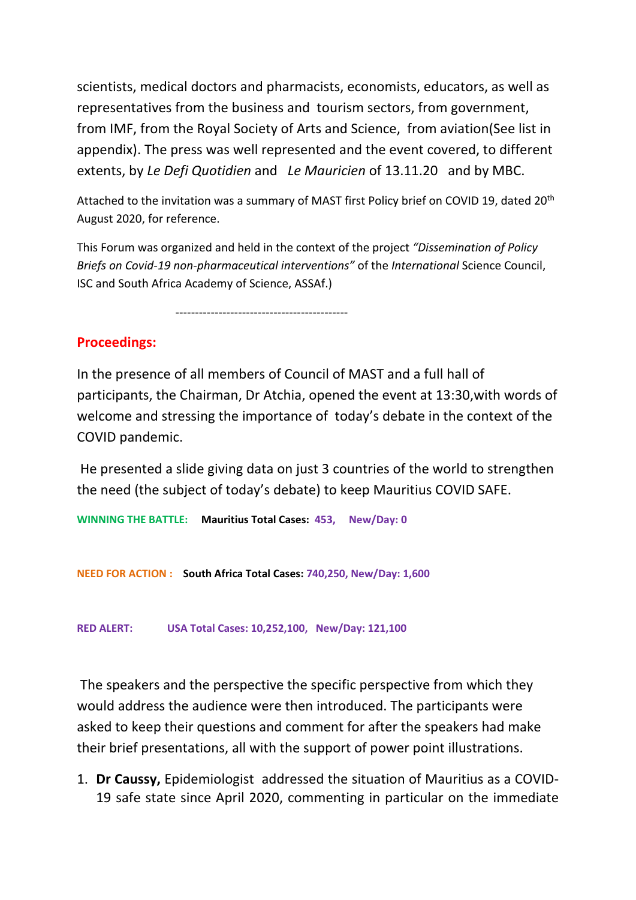scientists, medical doctors and pharmacists, economists, educators, as well as representatives from the business and tourism sectors, from government, from IMF, from the Royal Society of Arts and Science, from aviation(See list in appendix). The press was well represented and the event covered, to different extents, by *Le Defi Quotidien* and *Le Mauricien* of 13.11.20 and by MBC.

Attached to the invitation was a summary of MAST first Policy brief on COVID 19, dated 20th August 2020, for reference.

This Forum was organized and held in the context of the project *"Dissemination of Policy Briefs on Covid-19 non-pharmaceutical interventions"* of the *International* Science Council, ISC and South Africa Academy of Science, ASSAf.)

--------------------------------------------

## Proceedings:

In the presence of all members of Council of MAST and a full hall of participants, the Chairman, Dr Atchia, opened the event at 13:30,with words of welcome and stressing the importance of today's debate in the context of the COVID pandemic.

He presented a slide giving data on just 3 countries of the world to strengthen the need (the subject of today's debate) to keep Mauritius COVID SAFE.

**WINNING THE BATTLE: Mauritius Total Cases: 453, New/Day: 0**

**NEED FOR ACTION : South Africa Total Cases: 740,250, New/Day: 1,600**

**RED ALERT: USA Total Cases: 10,252,100, New/Day: 121,100**

The speakers and the perspective the specific perspective from which they would address the audience were then introduced. The participants were asked to keep their questions and comment for after the speakers had make their brief presentations, all with the support of power point illustrations.

1. **Dr Caussy,** Epidemiologist addressed the situation of Mauritius as a COVID-19 safe state since April 2020, commenting in particular on the immediate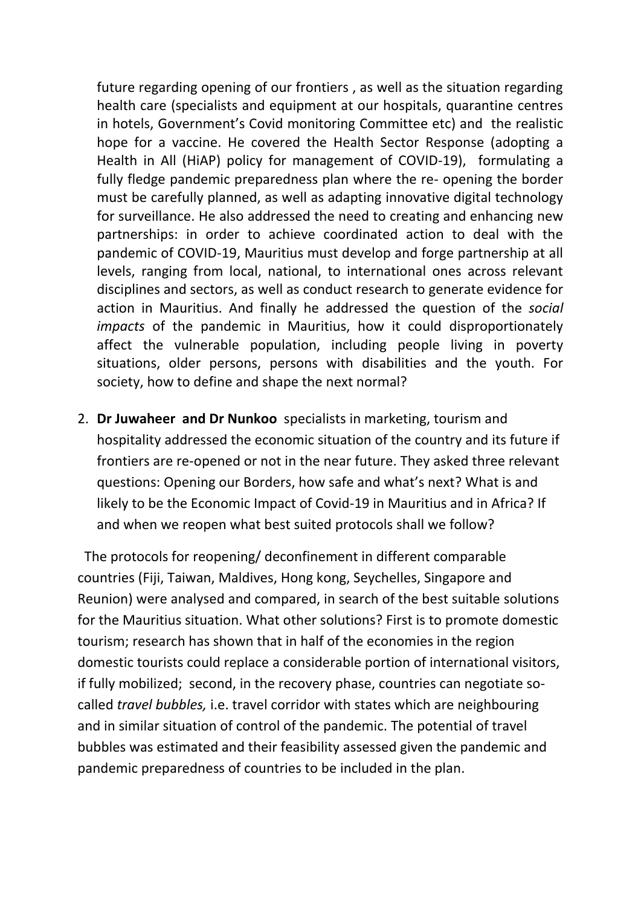future regarding opening of our frontiers , as well as the situation regarding health care (specialists and equipment at our hospitals, quarantine centres in hotels, Government's Covid monitoring Committee etc) and the realistic hope for a vaccine. He covered the Health Sector Response (adopting a Health in All (HiAP) policy for management of COVID-19), formulating a fully fledge pandemic preparedness plan where the re- opening the border must be carefully planned, as well as adapting innovative digital technology for surveillance. He also addressed the need to creating and enhancing new partnerships: in order to achieve coordinated action to deal with the pandemic of COVID-19, Mauritius must develop and forge partnership at all levels, ranging from local, national, to international ones across relevant disciplines and sectors, as well as conduct research to generate evidence for action in Mauritius. And finally he addressed the question of the *social impacts* of the pandemic in Mauritius, how it could disproportionately affect the vulnerable population, including people living in poverty situations, older persons, persons with disabilities and the youth. For society, how to define and shape the next normal?

2. **Dr Juwaheer and Dr Nunkoo** specialists in marketing, tourism and hospitality addressed the economic situation of the country and its future if frontiers are re-opened or not in the near future. They asked three relevant questions: Opening our Borders, how safe and what's next? What is and likely to be the Economic Impact of Covid-19 in Mauritius and in Africa? If and when we reopen what best suited protocols shall we follow?

The protocols for reopening/ deconfinement in different comparable countries (Fiji, Taiwan, Maldives, Hong kong, Seychelles, Singapore and Reunion) were analysed and compared, in search of the best suitable solutions for the Mauritius situation. What other solutions? First is to promote domestic tourism; research has shown that in half of the economies in the region domestic tourists could replace a considerable portion of international visitors, if fully mobilized; second, in the recovery phase, countries can negotiate so-called *travel bubbles,* i.e. travel corridor with states which are neighbouring and in similar situation of control of the pandemic. The potential of travel bubbles was estimated and their feasibility assessed given the pandemic and pandemic preparedness of countries to be included in the plan.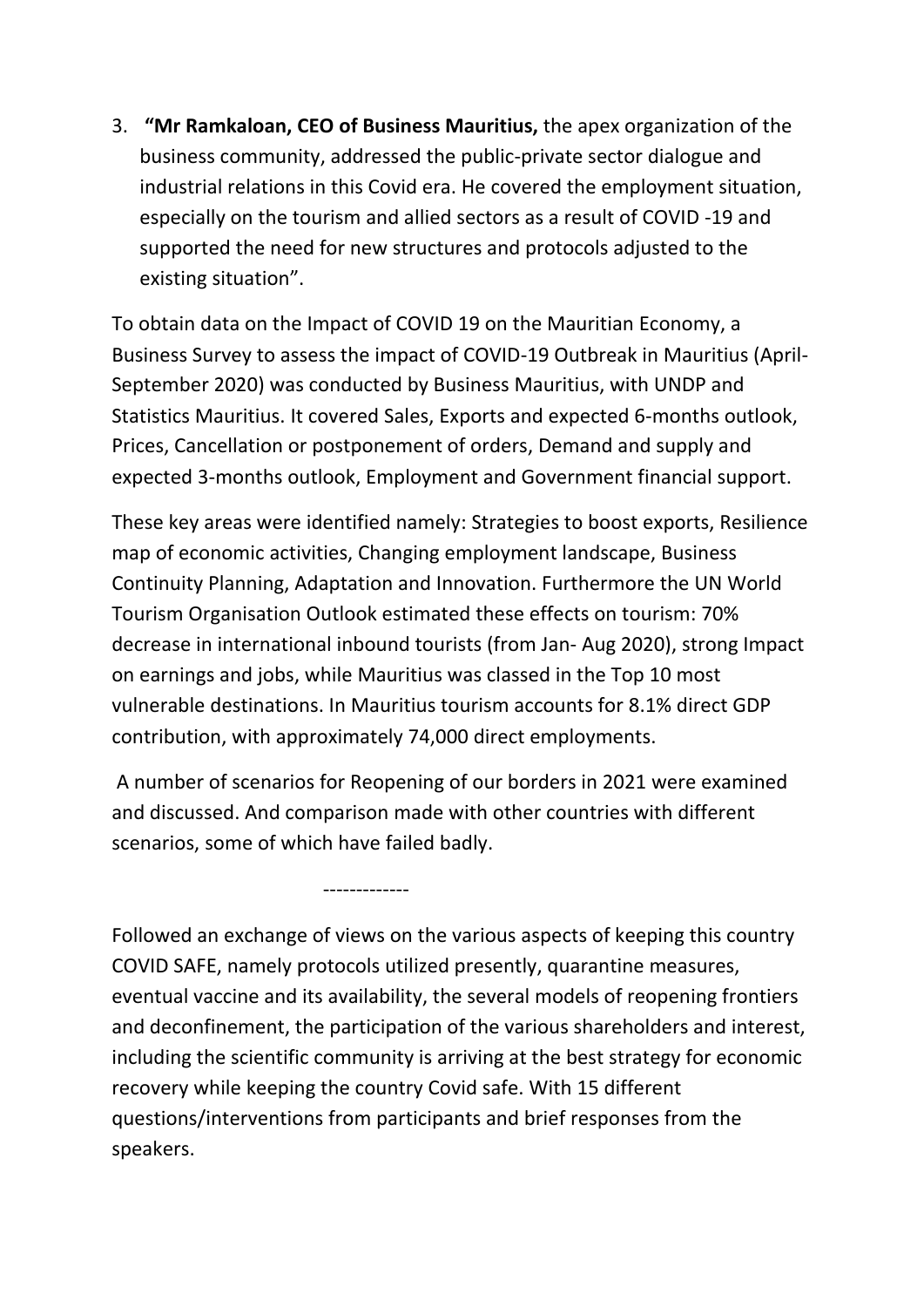3. **"Mr Ramkaloan, CEO of Business Mauritius,** the apex organization of the business community, addressed the public-private sector dialogue and industrial relations in this Covid era. He covered the employment situation, especially on the tourism and allied sectors as a result of COVID -19 and supported the need for new structures and protocols adjusted to the existing situation".

To obtain data on the Impact of COVID 19 on the Mauritian Economy, a Business Survey to assess the impact of COVID-19 Outbreak in Mauritius (April-September 2020) was conducted by Business Mauritius, with UNDP and Statistics Mauritius. It covered Sales, Exports and expected 6-months outlook, Prices, Cancellation or postponement of orders, Demand and supply and expected 3-months outlook, Employment and Government financial support.

These key areas were identified namely: Strategies to boost exports, Resilience map of economic activities, Changing employment landscape, Business Continuity Planning, Adaptation and Innovation. Furthermore the UN World Tourism Organisation Outlook estimated these effects on tourism: 70% decrease in international inbound tourists (from Jan- Aug 2020), strong Impact on earnings and jobs, while Mauritius was classed in the Top 10 most vulnerable destinations. In Mauritius tourism accounts for 8.1% direct GDP contribution, with approximately 74,000 direct employments.

A number of scenarios for Reopening of our borders in 2021 were examined and discussed. And comparison made with other countries with different scenarios, some of which have failed badly.

-------------

Followed an exchange of views on the various aspects of keeping this country COVID SAFE, namely protocols utilized presently, quarantine measures, eventual vaccine and its availability, the several models of reopening frontiers and deconfinement, the participation of the various shareholders and interest, including the scientific community is arriving at the best strategy for economic recovery while keeping the country Covid safe. With 15 different questions/interventions from participants and brief responses from the speakers.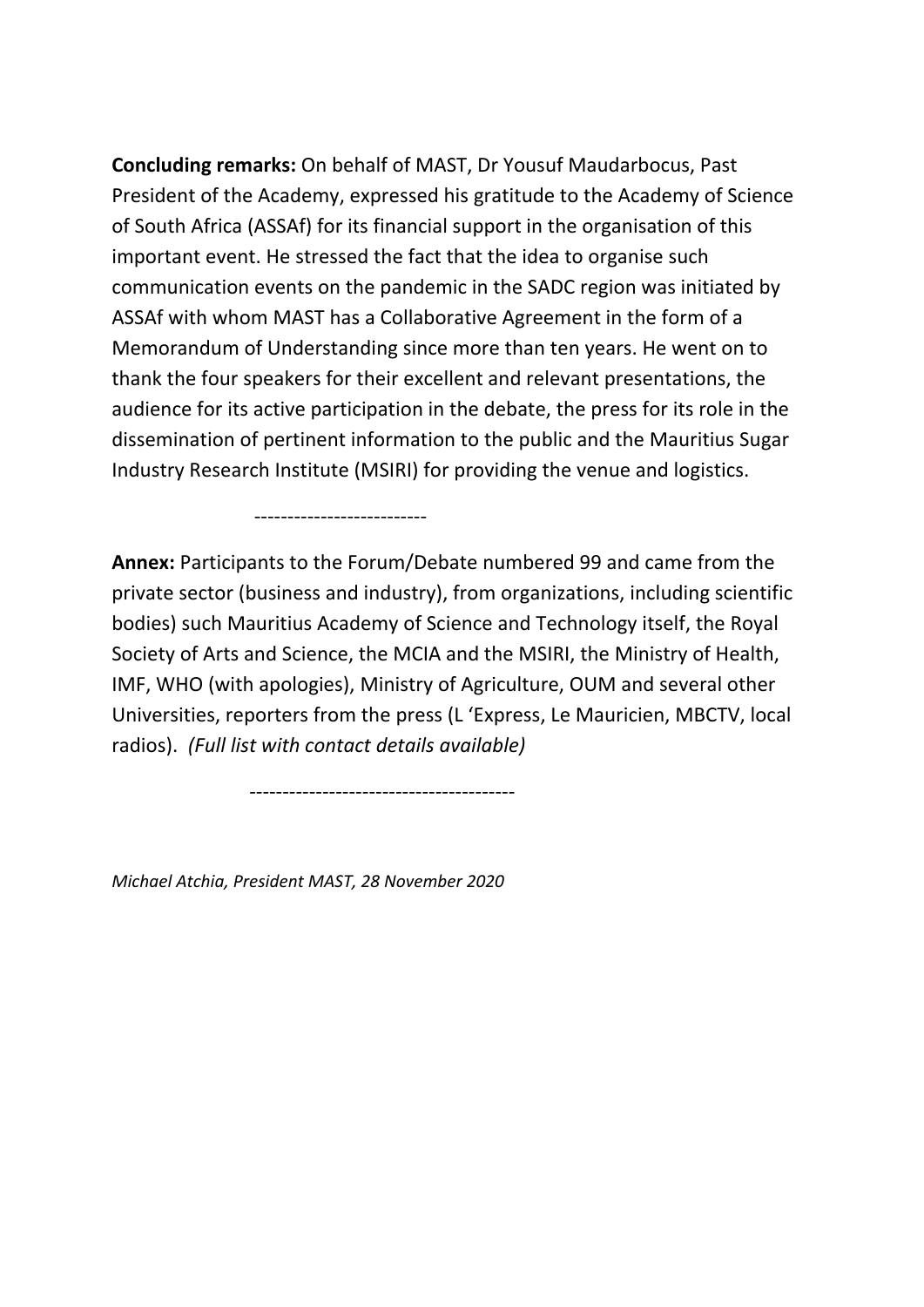**Concluding remarks:** On behalf of MAST, Dr Yousuf Maudarbocus, Past President of the Academy, expressed his gratitude to the Academy of Science of South Africa (ASSAf) for its financial support in the organisation of this important event. He stressed the fact that the idea to organise such communication events on the pandemic in the SADC region was initiated by ASSAf with whom MAST has a Collaborative Agreement in the form of a Memorandum of Understanding since more than ten years. He went on to thank the four speakers for their excellent and relevant presentations, the audience for its active participation in the debate, the press for its role in the dissemination of pertinent information to the public and the Mauritius Sugar Industry Research Institute (MSIRI) for providing the venue and logistics.

--------------------------

**Annex:** Participants to the Forum/Debate numbered 99 and came from the private sector (business and industry), from organizations, including scientific bodies) such Mauritius Academy of Science and Technology itself, the Royal Society of Arts and Science, the MCIA and the MSIRI, the Ministry of Health, IMF, WHO (with apologies), Ministry of Agriculture, OUM and several other Universities, reporters from the press (L 'Express, Le Mauricien, MBCTV, local radios). *(Full list with contact details available)*

----------------------------------------

*Michael Atchia, President MAST, 28 November 2020*